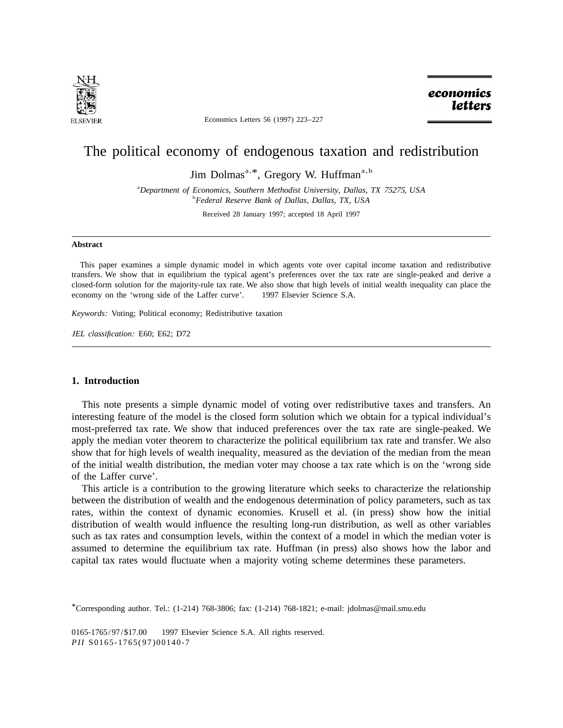# The political economy of endogenous taxation and redistribution

Jim Dolmas[a,*], Gregory W. Huffman[a,b]

[a]*Department of Economics, Southern Methodist University, Dallas, TX 75275, USA*
[b]*Federal Reserve Bank of Dallas, Dallas, TX, USA*

Received 28 January 1997; accepted 18 April 1997

### Abstract

This paper examines a simple dynamic model in which agents vote over capital income taxation and redistributive transfers. We show that in equilibrium the typical agent's preferences over the tax rate are single-peaked and derive a closed-form solution for the majority-rule tax rate. We also show that high levels of initial wealth inequality can place the economy on the 'wrong side of the Laffer curve'. © 1997 Elsevier Science S.A.

*Keywords:* Voting; Political economy; Redistributive taxation

*JEL classification:* E60; E62; D72

## 1. Introduction

This note presents a simple dynamic model of voting over redistributive taxes and transfers. An interesting feature of the model is the closed form solution which we obtain for a typical individual's most-preferred tax rate. We show that induced preferences over the tax rate are single-peaked. We apply the median voter theorem to characterize the political equilibrium tax rate and transfer. We also show that for high levels of wealth inequality, measured as the deviation of the median from the mean of the initial wealth distribution, the median voter may choose a tax rate which is on the 'wrong side of the Laffer curve'.

This article is a contribution to the growing literature which seeks to characterize the relationship between the distribution of wealth and the endogenous determination of policy parameters, such as tax rates, within the context of dynamic economies. Krusell et al. (in press) show how the initial distribution of wealth would influence the resulting long-run distribution, as well as other variables such as tax rates and consumption levels, within the context of a model in which the median voter is assumed to determine the equilibrium tax rate. Huffman (in press) also shows how the labor and capital tax rates would fluctuate when a majority voting scheme determines these parameters.

*Corresponding author. Tel.: (1-214) 768-3806; fax: (1-214) 768-1821; e-mail: jdolmas@mail.smu.edu

0165-1765/97/$17.00 © 1997 Elsevier Science S.A. All rights reserved.
*PII* S0165-1765(97)00140-7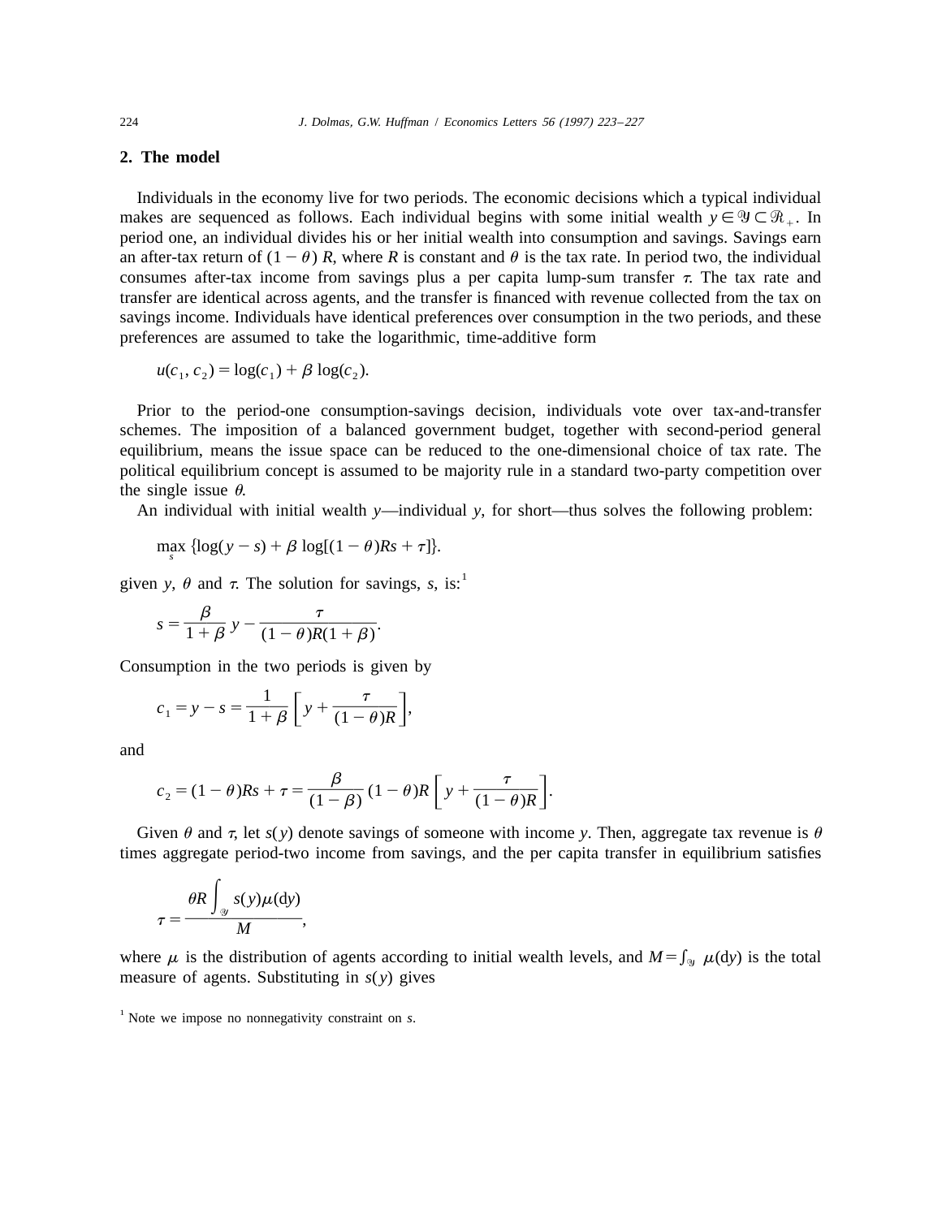## 2. The model

Individuals in the economy live for two periods. The economic decisions which a typical individual makes are sequenced as follows. Each individual begins with some initial wealth $y \in \mathcal{Y} \subset \mathcal{R}_+$. In period one, an individual divides his or her initial wealth into consumption and savings. Savings earn an after-tax return of $(1-\theta)R$, where $R$ is constant and $\theta$ is the tax rate. In period two, the individual consumes after-tax income from savings plus a per capita lump-sum transfer $\tau$. The tax rate and transfer are identical across agents, and the transfer is financed with revenue collected from the tax on savings income. Individuals have identical preferences over consumption in the two periods, and these preferences are assumed to take the logarithmic, time-additive form

$$u(c_1, c_2) = \log(c_1) + \beta \log(c_2).$$

Prior to the period-one consumption-savings decision, individuals vote over tax-and-transfer schemes. The imposition of a balanced government budget, together with second-period general equilibrium, means the issue space can be reduced to the one-dimensional choice of tax rate. The political equilibrium concept is assumed to be majority rule in a standard two-party competition over the single issue $\theta$.

An individual with initial wealth $y$—individual $y$, for short—thus solves the following problem:

$$\max_s \{\log(y-s) + \beta \log[(1-\theta)Rs + \tau]\}.$$

given $y$, $\theta$ and $\tau$. The solution for savings, $s$, is:[1]

$$s = \frac{\beta}{1+\beta} y - \frac{\tau}{(1-\theta)R(1+\beta)}.$$

Consumption in the two periods is given by

$$c_1 = y - s = \frac{1}{1+\beta}\left[y + \frac{\tau}{(1-\theta)R}\right],$$

and

$$c_2 = (1-\theta)Rs + \tau = \frac{\beta}{(1-\beta)}(1-\theta)R\left[y + \frac{\tau}{(1-\theta)R}\right].$$

Given $\theta$ and $\tau$, let $s(y)$ denote savings of someone with income $y$. Then, aggregate tax revenue is $\theta$ times aggregate period-two income from savings, and the per capita transfer in equilibrium satisfies

$$\tau = \frac{\theta R \int_{\mathcal{Y}} s(y)\mu(\mathrm{d}y)}{M},$$

where $\mu$ is the distribution of agents according to initial wealth levels, and $M = \int_{\mathcal{Y}} \mu(\mathrm{d}y)$ is the total measure of agents. Substituting in $s(y)$ gives

[1] Note we impose no nonnegativity constraint on $s$.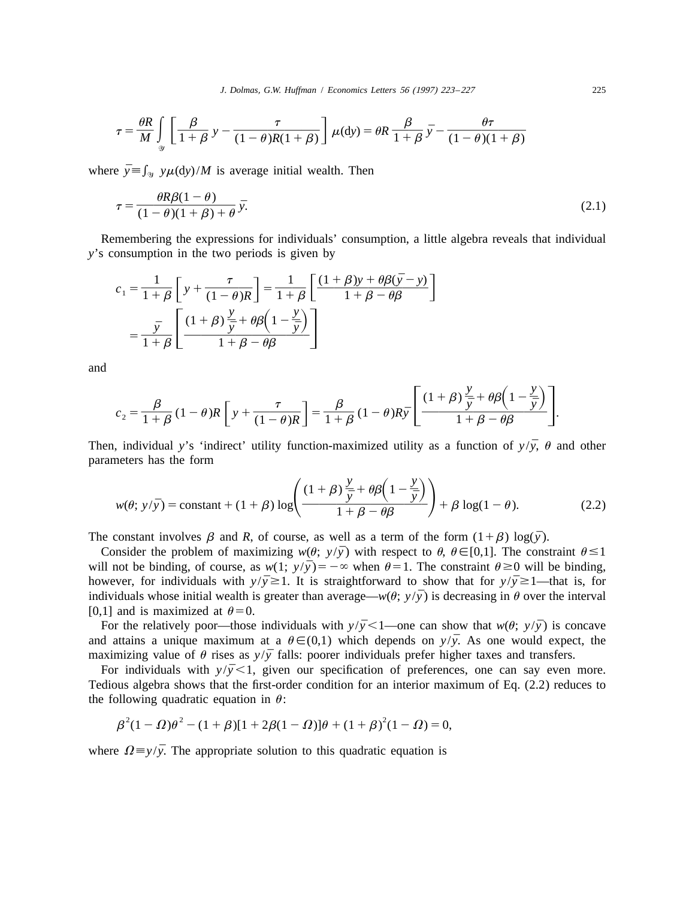$$\tau = \frac{\theta R}{M} \int_{\mathscr{Y}} \left[ \frac{\beta}{1+\beta} y - \frac{\tau}{(1-\theta)R(1+\beta)} \right] \mu(\mathrm{d}y) = \theta R \frac{\beta}{1+\beta} \bar{y} - \frac{\theta \tau}{(1-\theta)(1+\beta)}$$

where $\bar{y} \equiv \int_{\mathscr{Y}} y\mu(\mathrm{d}y)/M$ is average initial wealth. Then

$$\tau = \frac{\theta R \beta (1-\theta)}{(1-\theta)(1+\beta)+\theta} \bar{y}. \tag{2.1}$$

Remembering the expressions for individuals' consumption, a little algebra reveals that individual $y$'s consumption in the two periods is given by

$$\begin{aligned} c_1 &= \frac{1}{1+\beta} \left[ y + \frac{\tau}{(1-\theta)R} \right] = \frac{1}{1+\beta} \left[ \frac{(1+\beta)y + \theta\beta(\bar{y}-y)}{1+\beta-\theta\beta} \right] \\ &= \frac{\bar{y}}{1+\beta} \left[ \frac{(1+\beta)\frac{y}{\bar{y}} + \theta\beta\left(1-\frac{y}{\bar{y}}\right)}{1+\beta-\theta\beta} \right] \end{aligned}$$

and

$$c_2 = \frac{\beta}{1+\beta}(1-\theta)R \left[ y + \frac{\tau}{(1-\theta)R} \right] = \frac{\beta}{1+\beta}(1-\theta)R\bar{y} \left[ \frac{(1+\beta)\frac{y}{\bar{y}} + \theta\beta\left(1-\frac{y}{\bar{y}}\right)}{1+\beta-\theta\beta} \right].$$

Then, individual $y$'s 'indirect' utility function-maximized utility as a function of $y/\bar{y}$, $\theta$ and other parameters has the form

$$w(\theta; y/\bar{y}) = \text{constant} + (1+\beta)\log\left( \frac{(1+\beta)\frac{y}{\bar{y}} + \theta\beta\left(1-\frac{y}{\bar{y}}\right)}{1+\beta-\theta\beta} \right) + \beta\log(1-\theta). \tag{2.2}$$

The constant involves $\beta$ and $R$, of course, as well as a term of the form $(1+\beta)\log(\bar{y})$.

Consider the problem of maximizing $w(\theta; y/\bar{y})$ with respect to $\theta$, $\theta \in [0,1]$. The constraint $\theta \leq 1$ will not be binding, of course, as $w(1; y/\bar{y}) = -\infty$ when $\theta = 1$. The constraint $\theta \geq 0$ will be binding, however, for individuals with $y/\bar{y} \geq 1$. It is straightforward to show that for $y/\bar{y} \geq 1$—that is, for individuals whose initial wealth is greater than average—$w(\theta; y/\bar{y})$ is decreasing in $\theta$ over the interval [0,1] and is maximized at $\theta = 0$.

For the relatively poor—those individuals with $y/\bar{y} < 1$—one can show that $w(\theta; y/\bar{y})$ is concave and attains a unique maximum at a $\theta \in (0,1)$ which depends on $y/\bar{y}$. As one would expect, the maximizing value of $\theta$ rises as $y/\bar{y}$ falls: poorer individuals prefer higher taxes and transfers.

For individuals with $y/\bar{y} < 1$, given our specification of preferences, one can say even more. Tedious algebra shows that the first-order condition for an interior maximum of Eq. (2.2) reduces to the following quadratic equation in $\theta$:

$$\beta^2(1-\Omega)\theta^2 - (1+\beta)[1+2\beta(1-\Omega)]\theta + (1+\beta)^2(1-\Omega) = 0,$$

where $\Omega \equiv y/\bar{y}$. The appropriate solution to this quadratic equation is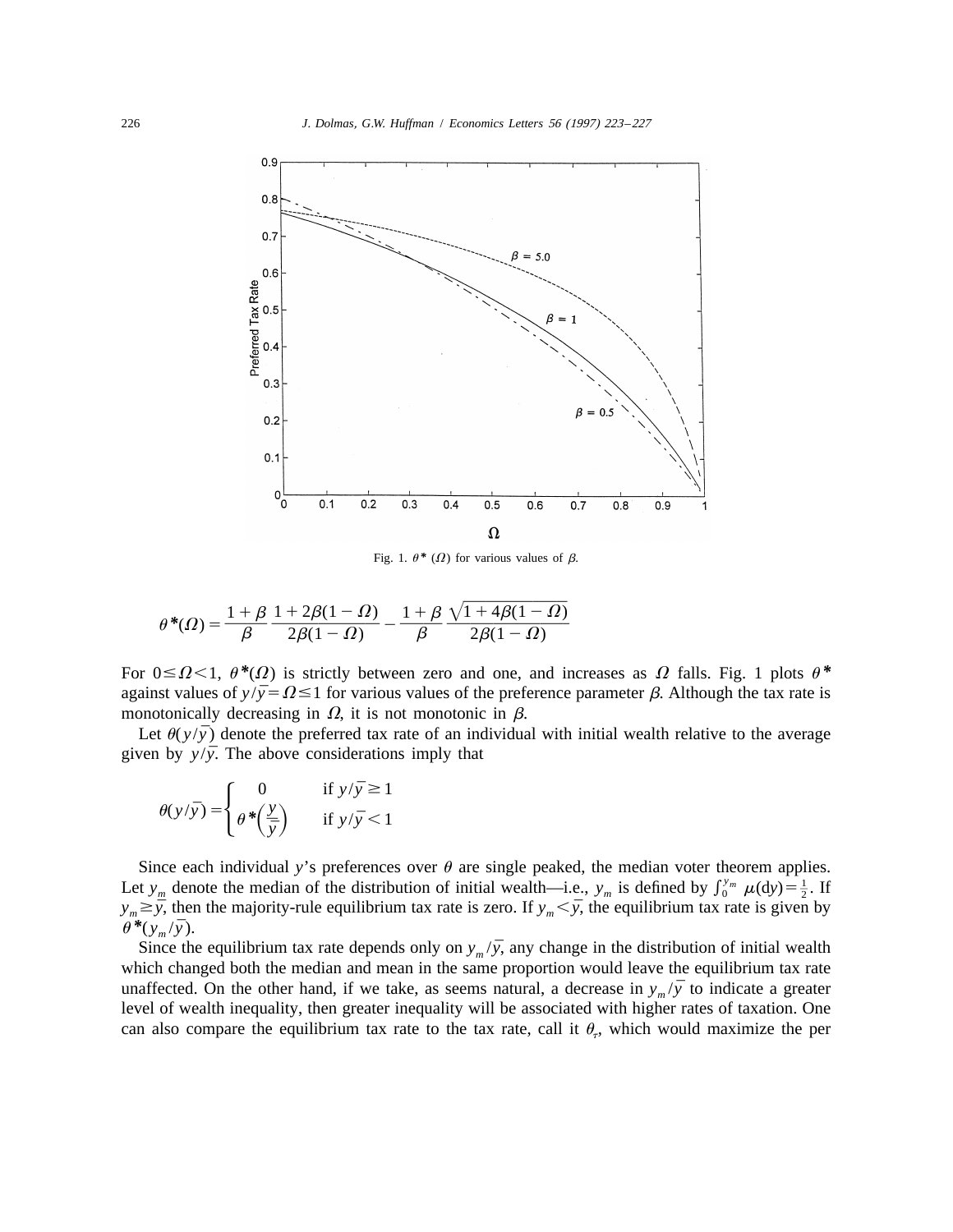Fig. 1. $\theta^*$ $(\Omega)$ for various values of $\beta$.

$$\theta^*(\Omega) = \frac{1+\beta}{\beta}\,\frac{1+2\beta(1-\Omega)}{2\beta(1-\Omega)} - \frac{1+\beta}{\beta}\,\frac{\sqrt{1+4\beta(1-\Omega)}}{2\beta(1-\Omega)}$$

For $0 \le \Omega < 1$, $\theta^*(\Omega)$ is strictly between zero and one, and increases as $\Omega$ falls. Fig. 1 plots $\theta^*$ against values of $y/\bar{y} = \Omega \le 1$ for various values of the preference parameter $\beta$. Although the tax rate is monotonically decreasing in $\Omega$, it is not monotonic in $\beta$.

Let $\theta(y/\bar{y})$ denote the preferred tax rate of an individual with initial wealth relative to the average given by $y/\bar{y}$. The above considerations imply that

$$\theta(y/\bar{y}) = \begin{cases} 0 & \text{if } y/\bar{y} \ge 1 \\ \theta^*\left(\dfrac{y}{\bar{y}}\right) & \text{if } y/\bar{y} < 1 \end{cases}$$

Since each individual $y$'s preferences over $\theta$ are single peaked, the median voter theorem applies. Let $y_m$ denote the median of the distribution of initial wealth—i.e., $y_m$ is defined by $\int_0^{y_m} \mu(\mathrm{d}y) = \frac{1}{2}$. If $y_m \ge \bar{y}$, then the majority-rule equilibrium tax rate is zero. If $y_m < \bar{y}$, the equilibrium tax rate is given by $\theta^*(y_m/\bar{y})$.

Since the equilibrium tax rate depends only on $y_m/\bar{y}$, any change in the distribution of initial wealth which changed both the median and mean in the same proportion would leave the equilibrium tax rate unaffected. On the other hand, if we take, as seems natural, a decrease in $y_m/\bar{y}$ to indicate a greater level of wealth inequality, then greater inequality will be associated with higher rates of taxation. One can also compare the equilibrium tax rate to the tax rate, call it $\theta_\tau$, which would maximize the per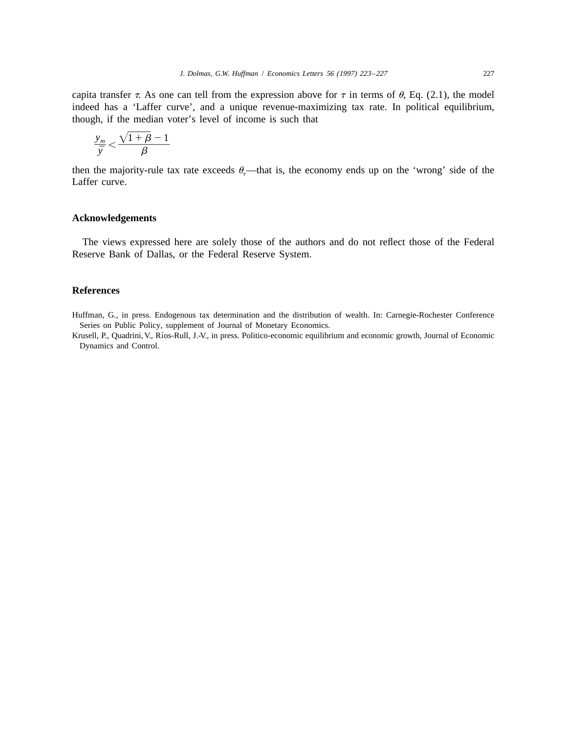capita transfer $\tau$. As one can tell from the expression above for $\tau$ in terms of $\theta$, Eq. (2.1), the model indeed has a 'Laffer curve', and a unique revenue-maximizing tax rate. In political equilibrium, though, if the median voter's level of income is such that

$$\frac{y_m}{\bar{y}} < \frac{\sqrt{1+\beta} - 1}{\beta}$$

then the majority-rule tax rate exceeds $\theta_\tau$—that is, the economy ends up on the 'wrong' side of the Laffer curve.

## Acknowledgements

The views expressed here are solely those of the authors and do not reflect those of the Federal Reserve Bank of Dallas, or the Federal Reserve System.

## References

Huffman, G., in press. Endogenous tax determination and the distribution of wealth. In: Carnegie-Rochester Conference Series on Public Policy, supplement of Journal of Monetary Economics.

Krusell, P., Quadrini, V., Ríos-Rull, J.-V., in press. Politico-economic equilibrium and economic growth, Journal of Economic Dynamics and Control.